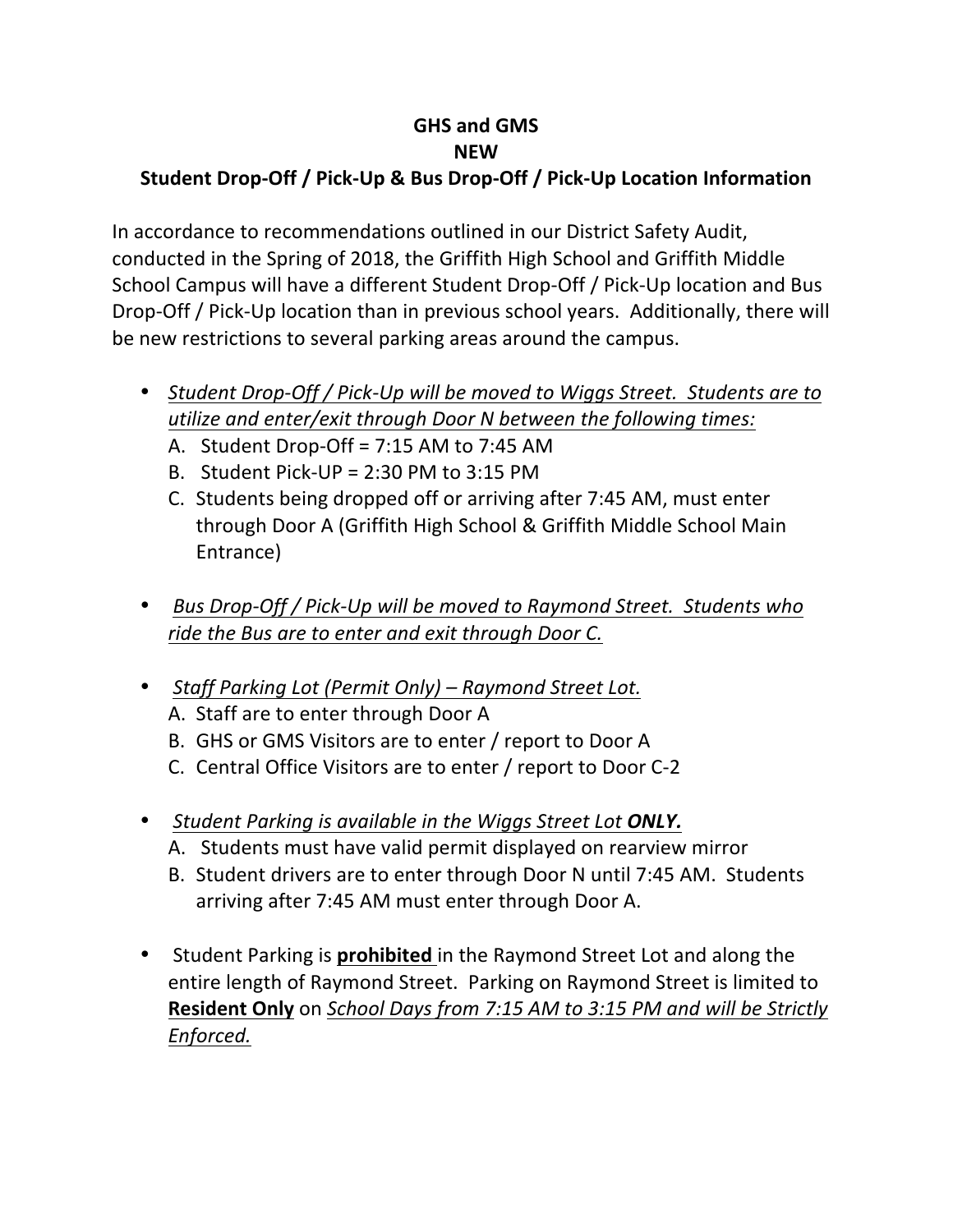**GHS and GMS**
**NEW**
**Student Drop-Off / Pick-Up & Bus Drop-Off / Pick-Up Location Information**

In accordance to recommendations outlined in our District Safety Audit, conducted in the Spring of 2018, the Griffith High School and Griffith Middle School Campus will have a different Student Drop-Off / Pick-Up location and Bus Drop-Off / Pick-Up location than in previous school years. Additionally, there will be new restrictions to several parking areas around the campus.

- *Student Drop-Off / Pick-Up will be moved to Wiggs Street. Students are to utilize and enter/exit through Door N between the following times:*
  - A. Student Drop-Off = 7:15 AM to 7:45 AM
  - B. Student Pick-UP = 2:30 PM to 3:15 PM
  - C. Students being dropped off or arriving after 7:45 AM, must enter through Door A (Griffith High School & Griffith Middle School Main Entrance)

- *Bus Drop-Off / Pick-Up will be moved to Raymond Street. Students who ride the Bus are to enter and exit through Door C.*

- *Staff Parking Lot (Permit Only) – Raymond Street Lot.*
  - A. Staff are to enter through Door A
  - B. GHS or GMS Visitors are to enter / report to Door A
  - C. Central Office Visitors are to enter / report to Door C-2

- *Student Parking is available in the Wiggs Street Lot* ***ONLY.***
  - A. Students must have valid permit displayed on rearview mirror
  - B. Student drivers are to enter through Door N until 7:45 AM. Students arriving after 7:45 AM must enter through Door A.

- Student Parking is **prohibited** in the Raymond Street Lot and along the entire length of Raymond Street. Parking on Raymond Street is limited to **Resident Only** on *School Days from 7:15 AM to 3:15 PM and will be Strictly Enforced.*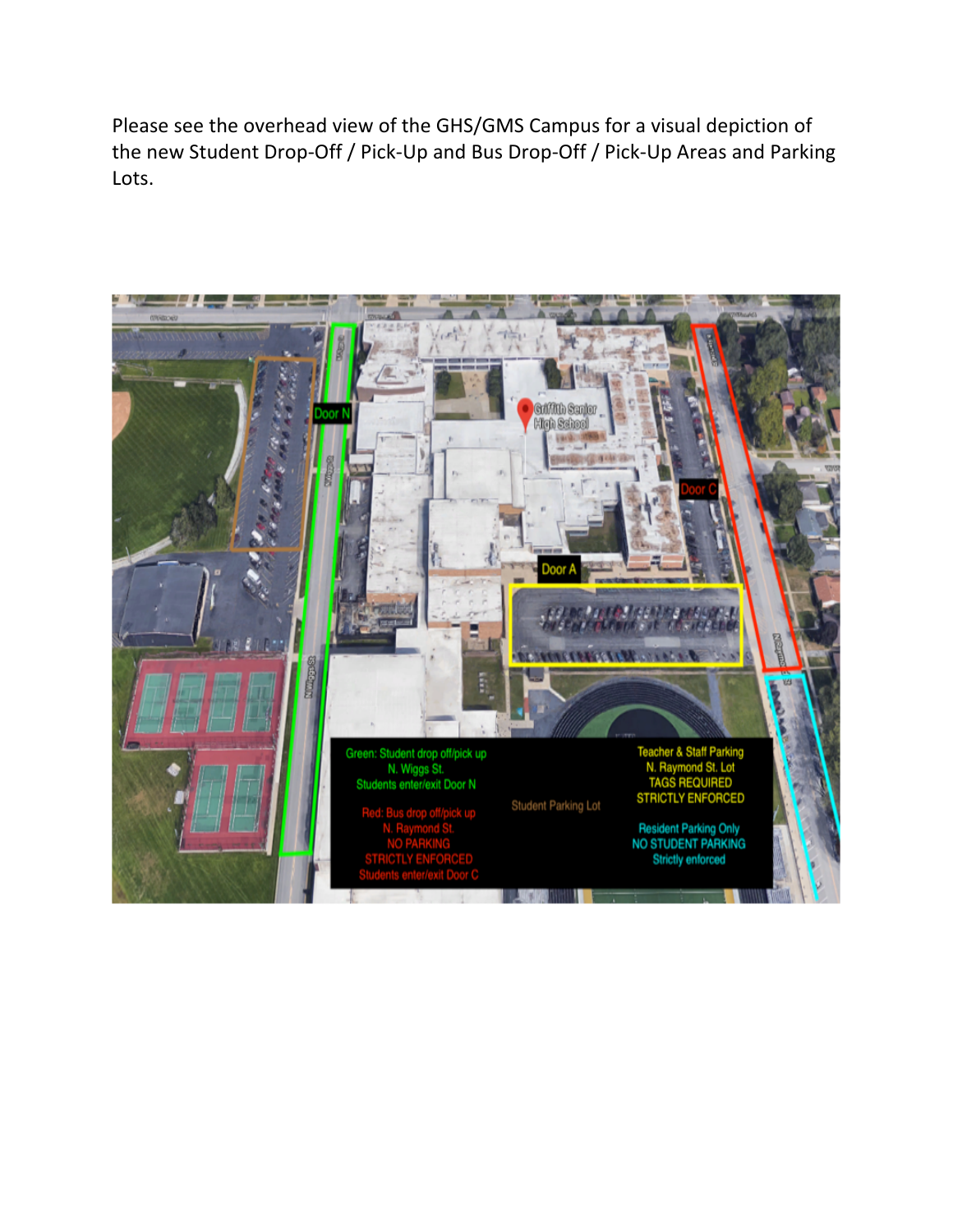Please see the overhead view of the GHS/GMS Campus for a visual depiction of the new Student Drop-Off / Pick-Up and Bus Drop-Off / Pick-Up Areas and Parking Lots.

Door N

Door C

Door A

Griffith Senior High School

Green: Student drop off/pick up
N. Wiggs St.
Students enter/exit Door N

Red: Bus drop off/pick up
N. Raymond St.
NO PARKING
STRICTLY ENFORCED
Students enter/exit Door C

Student Parking Lot

Teacher & Staff Parking
N. Raymond St. Lot
TAGS REQUIRED
STRICTLY ENFORCED

Resident Parking Only
NO STUDENT PARKING
Strictly enforced